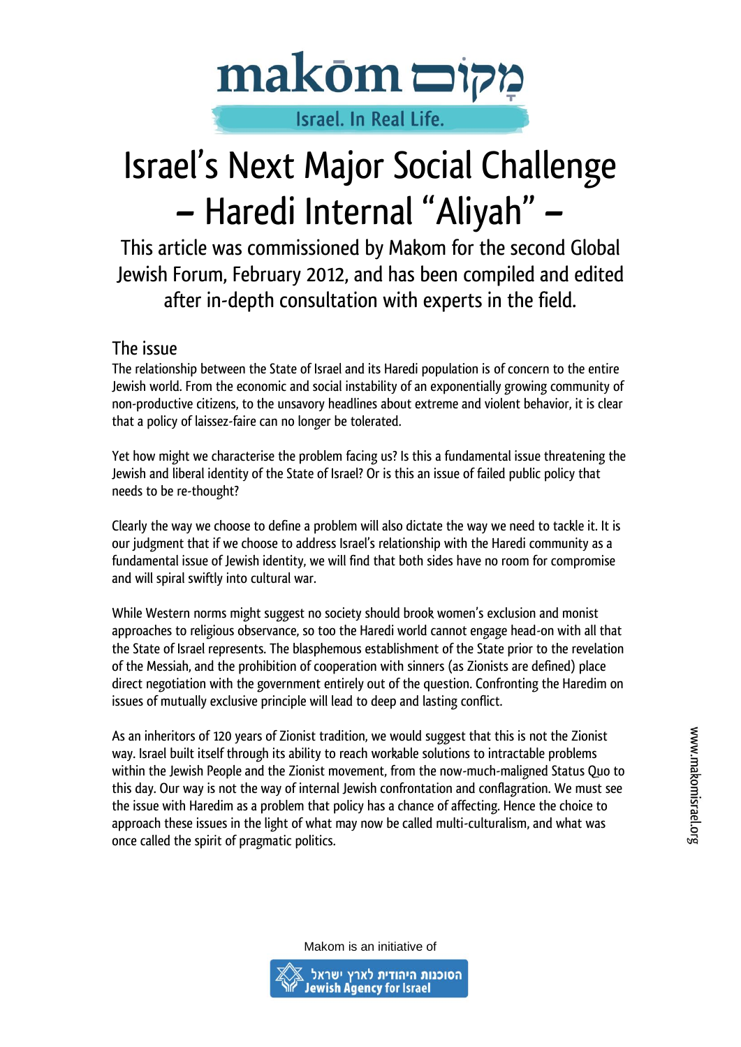# Israel's Next Major Social Challenge – Haredi Internal "Aliyah" –

This article was commissioned by Makom for the second Global Jewish Forum, February 2012, and has been compiled and edited after in-depth consultation with experts in the field.

## The issue

The relationship between the State of Israel and its Haredi population is of concern to the entire Jewish world. From the economic and social instability of an exponentially growing community of non-productive citizens, to the unsavory headlines about extreme and violent behavior, it is clear that a policy of laissez-faire can no longer be tolerated.

Yet how might we characterise the problem facing us? Is this a fundamental issue threatening the Jewish and liberal identity of the State of Israel? Or is this an issue of failed public policy that needs to be re-thought?

Clearly the way we choose to define a problem will also dictate the way we need to tackle it. It is our judgment that if we choose to address Israel's relationship with the Haredi community as a fundamental issue of Jewish identity, we will find that both sides have no room for compromise and will spiral swiftly into cultural war.

While Western norms might suggest no society should brook women's exclusion and monist approaches to religious observance, so too the Haredi world cannot engage head-on with all that the State of Israel represents. The blasphemous establishment of the State prior to the revelation of the Messiah, and the prohibition of cooperation with sinners (as Zionists are defined) place direct negotiation with the government entirely out of the question. Confronting the Haredim on issues of mutually exclusive principle will lead to deep and lasting conflict.

As an inheritors of 120 years of Zionist tradition, we would suggest that this is not the Zionist way. Israel built itself through its ability to reach workable solutions to intractable problems within the Jewish People and the Zionist movement, from the now-much-maligned Status Quo to this day. Our way is not the way of internal Jewish confrontation and conflagration. We must see the issue with Haredim as a problem that policy has a chance of affecting. Hence the choice to approach these issues in the light of what may now be called multi-culturalism, and what was once called the spirit of pragmatic politics.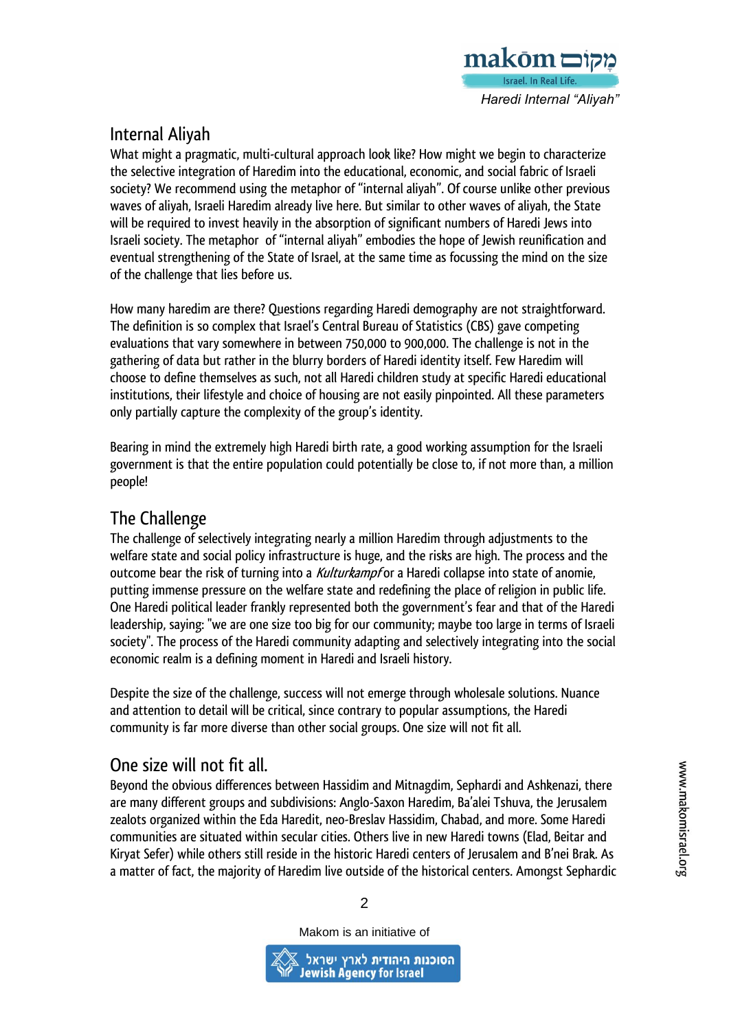## Internal Aliyah

What might a pragmatic, multi-cultural approach look like? How might we begin to characterize the selective integration of Haredim into the educational, economic, and social fabric of Israeli society? We recommend using the metaphor of "internal aliyah". Of course unlike other previous waves of aliyah, Israeli Haredim already live here. But similar to other waves of aliyah, the State will be required to invest heavily in the absorption of significant numbers of Haredi Jews into Israeli society. The metaphor of "internal aliyah" embodies the hope of Jewish reunification and eventual strengthening of the State of Israel, at the same time as focussing the mind on the size of the challenge that lies before us.

How many haredim are there? Questions regarding Haredi demography are not straightforward. The definition is so complex that Israel's Central Bureau of Statistics (CBS) gave competing evaluations that vary somewhere in between 750,000 to 900,000. The challenge is not in the gathering of data but rather in the blurry borders of Haredi identity itself. Few Haredim will choose to define themselves as such, not all Haredi children study at specific Haredi educational institutions, their lifestyle and choice of housing are not easily pinpointed. All these parameters only partially capture the complexity of the group's identity.

Bearing in mind the extremely high Haredi birth rate, a good working assumption for the Israeli government is that the entire population could potentially be close to, if not more than, a million people!

## The Challenge

The challenge of selectively integrating nearly a million Haredim through adjustments to the welfare state and social policy infrastructure is huge, and the risks are high. The process and the outcome bear the risk of turning into a *Kulturkampf* or a Haredi collapse into state of anomie, putting immense pressure on the welfare state and redefining the place of religion in public life. One Haredi political leader frankly represented both the government's fear and that of the Haredi leadership, saying: "we are one size too big for our community; maybe too large in terms of Israeli society". The process of the Haredi community adapting and selectively integrating into the social economic realm is a defining moment in Haredi and Israeli history.

Despite the size of the challenge, success will not emerge through wholesale solutions. Nuance and attention to detail will be critical, since contrary to popular assumptions, the Haredi community is far more diverse than other social groups. One size will not fit all.

## One size will not fit all.

Beyond the obvious differences between Hassidim and Mitnagdim, Sephardi and Ashkenazi, there are many different groups and subdivisions: Anglo-Saxon Haredim, Ba'alei Tshuva, the Jerusalem zealots organized within the Eda Haredit, neo-Breslav Hassidim, Chabad, and more. Some Haredi communities are situated within secular cities. Others live in new Haredi towns (Elad, Beitar and Kiryat Sefer) while others still reside in the historic Haredi centers of Jerusalem and B'nei Brak. As a matter of fact, the majority of Haredim live outside of the historical centers. Amongst Sephardic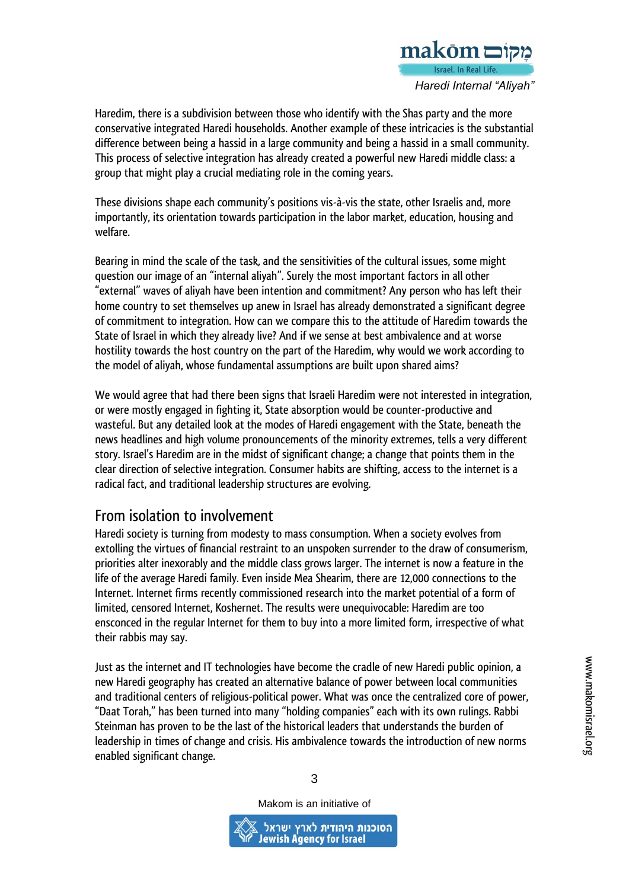Haredim, there is a subdivision between those who identify with the Shas party and the more conservative integrated Haredi households. Another example of these intricacies is the substantial difference between being a hassid in a large community and being a hassid in a small community. This process of selective integration has already created a powerful new Haredi middle class: a group that might play a crucial mediating role in the coming years.

These divisions shape each community's positions vis-à-vis the state, other Israelis and, more importantly, its orientation towards participation in the labor market, education, housing and welfare.

Bearing in mind the scale of the task, and the sensitivities of the cultural issues, some might question our image of an "internal aliyah". Surely the most important factors in all other "external" waves of aliyah have been intention and commitment? Any person who has left their home country to set themselves up anew in Israel has already demonstrated a significant degree of commitment to integration. How can we compare this to the attitude of Haredim towards the State of Israel in which they already live? And if we sense at best ambivalence and at worse hostility towards the host country on the part of the Haredim, why would we work according to the model of aliyah, whose fundamental assumptions are built upon shared aims?

We would agree that had there been signs that Israeli Haredim were not interested in integration, or were mostly engaged in fighting it, State absorption would be counter-productive and wasteful. But any detailed look at the modes of Haredi engagement with the State, beneath the news headlines and high volume pronouncements of the minority extremes, tells a very different story. Israel's Haredim are in the midst of significant change; a change that points them in the clear direction of selective integration. Consumer habits are shifting, access to the internet is a radical fact, and traditional leadership structures are evolving.

## From isolation to involvement

Haredi society is turning from modesty to mass consumption. When a society evolves from extolling the virtues of financial restraint to an unspoken surrender to the draw of consumerism, priorities alter inexorably and the middle class grows larger. The internet is now a feature in the life of the average Haredi family. Even inside Mea Shearim, there are 12,000 connections to the Internet. Internet firms recently commissioned research into the market potential of a form of limited, censored Internet, Koshernet. The results were unequivocable: Haredim are too ensconced in the regular Internet for them to buy into a more limited form, irrespective of what their rabbis may say.

Just as the internet and IT technologies have become the cradle of new Haredi public opinion, a new Haredi geography has created an alternative balance of power between local communities and traditional centers of religious-political power. What was once the centralized core of power, "Daat Torah," has been turned into many "holding companies" each with its own rulings. Rabbi Steinman has proven to be the last of the historical leaders that understands the burden of leadership in times of change and crisis. His ambivalence towards the introduction of new norms enabled significant change.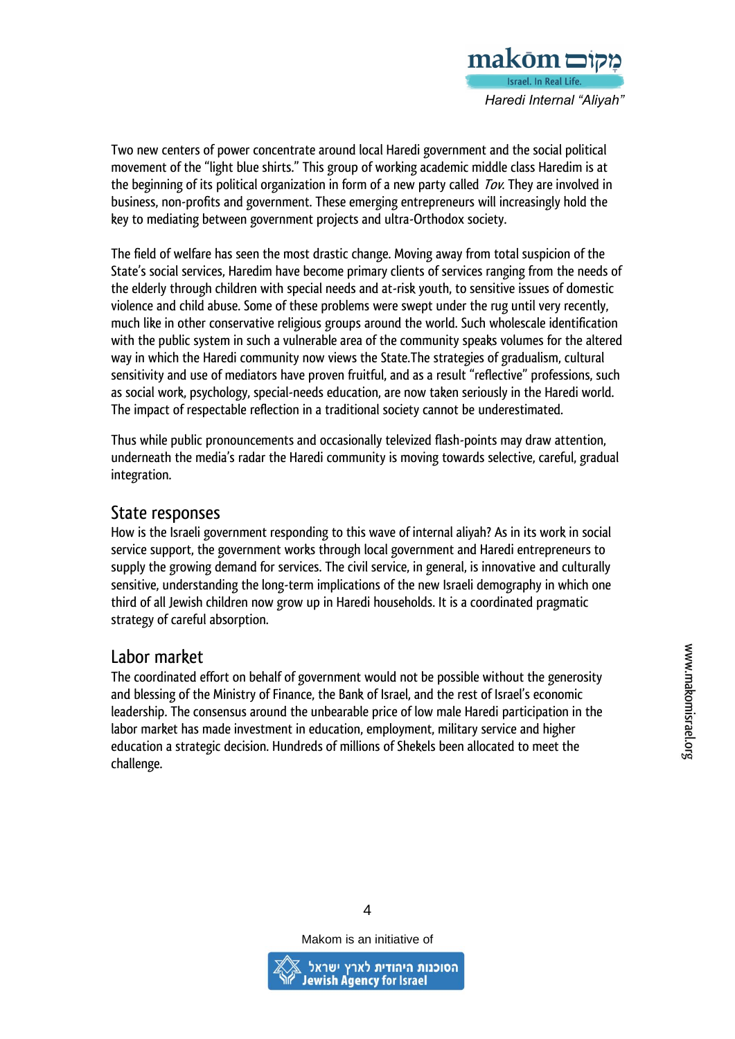Two new centers of power concentrate around local Haredi government and the social political movement of the "light blue shirts." This group of working academic middle class Haredim is at the beginning of its political organization in form of a new party called *Tov*. They are involved in business, non-profits and government. These emerging entrepreneurs will increasingly hold the key to mediating between government projects and ultra-Orthodox society.

The field of welfare has seen the most drastic change. Moving away from total suspicion of the State's social services, Haredim have become primary clients of services ranging from the needs of the elderly through children with special needs and at-risk youth, to sensitive issues of domestic violence and child abuse. Some of these problems were swept under the rug until very recently, much like in other conservative religious groups around the world. Such wholescale identification with the public system in such a vulnerable area of the community speaks volumes for the altered way in which the Haredi community now views the State.The strategies of gradualism, cultural sensitivity and use of mediators have proven fruitful, and as a result "reflective" professions, such as social work, psychology, special-needs education, are now taken seriously in the Haredi world. The impact of respectable reflection in a traditional society cannot be underestimated.

Thus while public pronouncements and occasionally televized flash-points may draw attention, underneath the media's radar the Haredi community is moving towards selective, careful, gradual integration.

## State responses

How is the Israeli government responding to this wave of internal aliyah? As in its work in social service support, the government works through local government and Haredi entrepreneurs to supply the growing demand for services. The civil service, in general, is innovative and culturally sensitive, understanding the long-term implications of the new Israeli demography in which one third of all Jewish children now grow up in Haredi households. It is a coordinated pragmatic strategy of careful absorption.

## Labor market

The coordinated effort on behalf of government would not be possible without the generosity and blessing of the Ministry of Finance, the Bank of Israel, and the rest of Israel's economic leadership. The consensus around the unbearable price of low male Haredi participation in the labor market has made investment in education, employment, military service and higher education a strategic decision. Hundreds of millions of Shekels been allocated to meet the challenge.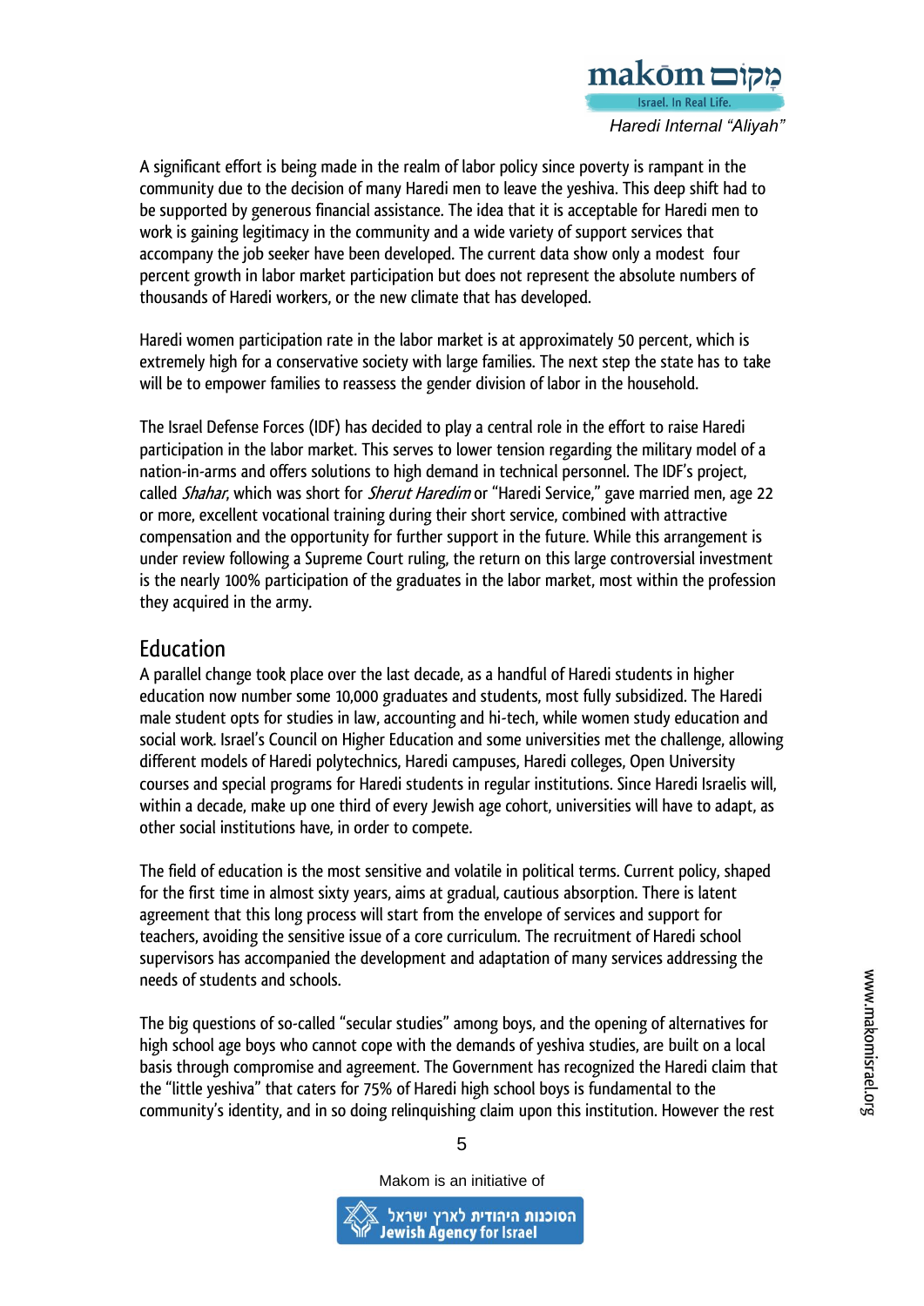A significant effort is being made in the realm of labor policy since poverty is rampant in the community due to the decision of many Haredi men to leave the yeshiva. This deep shift had to be supported by generous financial assistance. The idea that it is acceptable for Haredi men to work is gaining legitimacy in the community and a wide variety of support services that accompany the job seeker have been developed. The current data show only a modest four percent growth in labor market participation but does not represent the absolute numbers of thousands of Haredi workers, or the new climate that has developed.

Haredi women participation rate in the labor market is at approximately 50 percent, which is extremely high for a conservative society with large families. The next step the state has to take will be to empower families to reassess the gender division of labor in the household.

The Israel Defense Forces (IDF) has decided to play a central role in the effort to raise Haredi participation in the labor market. This serves to lower tension regarding the military model of a nation-in-arms and offers solutions to high demand in technical personnel. The IDF's project, called *Shahar*, which was short for *Sherut Haredim* or "Haredi Service," gave married men, age 22 or more, excellent vocational training during their short service, combined with attractive compensation and the opportunity for further support in the future. While this arrangement is under review following a Supreme Court ruling, the return on this large controversial investment is the nearly 100% participation of the graduates in the labor market, most within the profession they acquired in the army.

## Education

A parallel change took place over the last decade, as a handful of Haredi students in higher education now number some 10,000 graduates and students, most fully subsidized. The Haredi male student opts for studies in law, accounting and hi-tech, while women study education and social work. Israel's Council on Higher Education and some universities met the challenge, allowing different models of Haredi polytechnics, Haredi campuses, Haredi colleges, Open University courses and special programs for Haredi students in regular institutions. Since Haredi Israelis will, within a decade, make up one third of every Jewish age cohort, universities will have to adapt, as other social institutions have, in order to compete.

The field of education is the most sensitive and volatile in political terms. Current policy, shaped for the first time in almost sixty years, aims at gradual, cautious absorption. There is latent agreement that this long process will start from the envelope of services and support for teachers, avoiding the sensitive issue of a core curriculum. The recruitment of Haredi school supervisors has accompanied the development and adaptation of many services addressing the needs of students and schools.

The big questions of so-called "secular studies" among boys, and the opening of alternatives for high school age boys who cannot cope with the demands of yeshiva studies, are built on a local basis through compromise and agreement. The Government has recognized the Haredi claim that the "little yeshiva" that caters for 75% of Haredi high school boys is fundamental to the community's identity, and in so doing relinquishing claim upon this institution. However the rest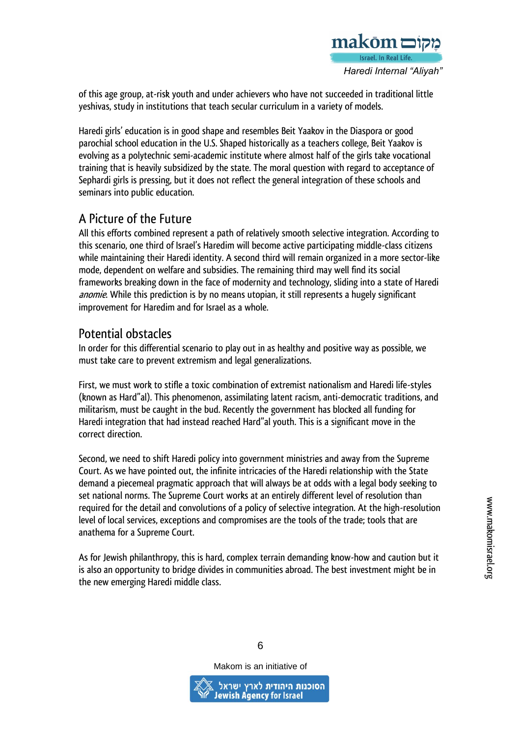of this age group, at-risk youth and under achievers who have not succeeded in traditional little yeshivas, study in institutions that teach secular curriculum in a variety of models.

Haredi girls' education is in good shape and resembles Beit Yaakov in the Diaspora or good parochial school education in the U.S. Shaped historically as a teachers college, Beit Yaakov is evolving as a polytechnic semi-academic institute where almost half of the girls take vocational training that is heavily subsidized by the state. The moral question with regard to acceptance of Sephardi girls is pressing, but it does not reflect the general integration of these schools and seminars into public education.

## A Picture of the Future

All this efforts combined represent a path of relatively smooth selective integration. According to this scenario, one third of Israel's Haredim will become active participating middle-class citizens while maintaining their Haredi identity. A second third will remain organized in a more sector-like mode, dependent on welfare and subsidies. The remaining third may well find its social frameworks breaking down in the face of modernity and technology, sliding into a state of Haredi *anomie*. While this prediction is by no means utopian, it still represents a hugely significant improvement for Haredim and for Israel as a whole.

## Potential obstacles

In order for this differential scenario to play out in as healthy and positive way as possible, we must take care to prevent extremism and legal generalizations.

First, we must work to stifle a toxic combination of extremist nationalism and Haredi life-styles (known as Hard"al). This phenomenon, assimilating latent racism, anti-democratic traditions, and militarism, must be caught in the bud. Recently the government has blocked all funding for Haredi integration that had instead reached Hard"al youth. This is a significant move in the correct direction.

Second, we need to shift Haredi policy into government ministries and away from the Supreme Court. As we have pointed out, the infinite intricacies of the Haredi relationship with the State demand a piecemeal pragmatic approach that will always be at odds with a legal body seeking to set national norms. The Supreme Court works at an entirely different level of resolution than required for the detail and convolutions of a policy of selective integration. At the high-resolution level of local services, exceptions and compromises are the tools of the trade; tools that are anathema for a Supreme Court.

As for Jewish philanthropy, this is hard, complex terrain demanding know-how and caution but it is also an opportunity to bridge divides in communities abroad. The best investment might be in the new emerging Haredi middle class.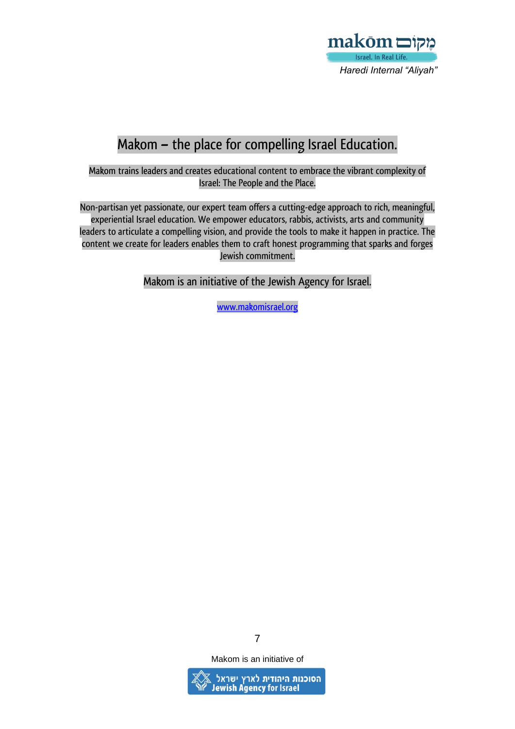# Makom – the place for compelling Israel Education.

Makom trains leaders and creates educational content to embrace the vibrant complexity of Israel: The People and the Place.

Non-partisan yet passionate, our expert team offers a cutting-edge approach to rich, meaningful, experiential Israel education. We empower educators, rabbis, activists, arts and community leaders to articulate a compelling vision, and provide the tools to make it happen in practice. The content we create for leaders enables them to craft honest programming that sparks and forges Jewish commitment.

Makom is an initiative of the Jewish Agency for Israel.

www.makomisrael.org